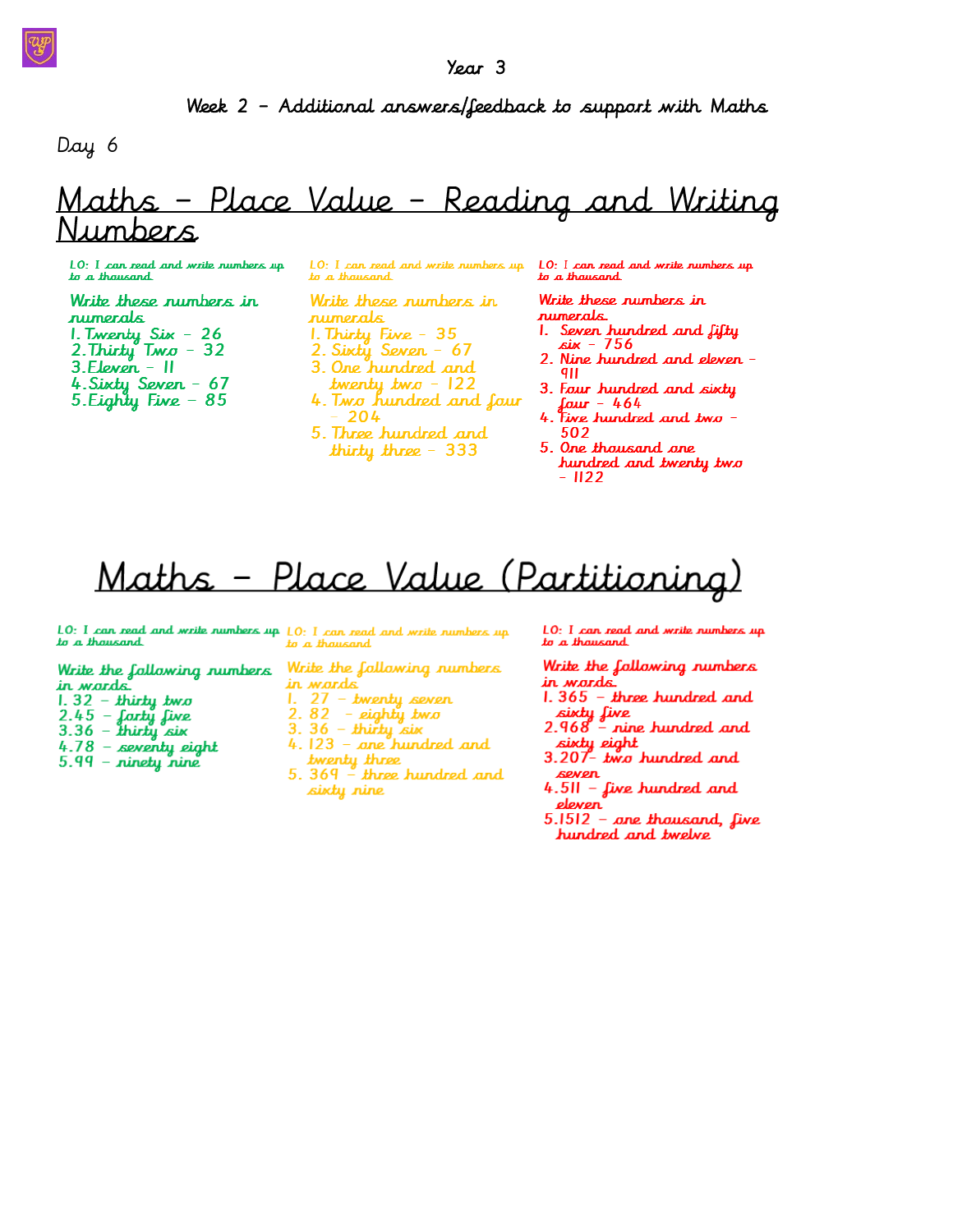Year 3

Week 2 – Additional answers/feedback to support with Maths

Day 6

# Maths – Place Value – Reading and Writing Numbers

LO: I can read and write numbers up to a thousand.

Write these numbers in numerals.

1. Twenty Six – 26
2. Thirty Two – 32
3. Eleven – 11
4. Sixty Seven – 67
5. Eighty Five – 85

LO: I can read and write numbers up to a thousand.

Write these numbers in numerals.

1. Thirty Five – 35
2. Sixty Seven – 67
3. One hundred and twenty two – 122
4. Two hundred and four – 204
5. Three hundred and thirty three – 333

LO: I can read and write numbers up to a thousand.

Write these numbers in numerals.

1. Seven hundred and fifty six – 756
2. Nine hundred and eleven – 911
3. Four hundred and sixty four – 464
4. Five hundred and two – 502
5. One thousand one hundred and twenty two – 1122

# Maths – Place Value (Partitioning)

LO: I can read and write numbers up to a thousand.

Write the following numbers in words.

1. 32 – thirty two
2. 45 – forty five
3. 36 – thirty six
4. 78 – seventy eight
5. 99 – ninety nine

LO: I can read and write numbers up to a thousand.

Write the following numbers in words.

1. 27 – twenty seven
2. 82 – eighty two
3. 36 – thirty six
4. 123 – one hundred and twenty three
5. 369 – three hundred and sixty nine

LO: I can read and write numbers up to a thousand.

Write the following numbers in words.

1. 365 – three hundred and sixty five
2. 968 – nine hundred and sixty eight
3. 207 – two hundred and seven
4. 511 – five hundred and eleven
5. 1512 – one thousand, five hundred and twelve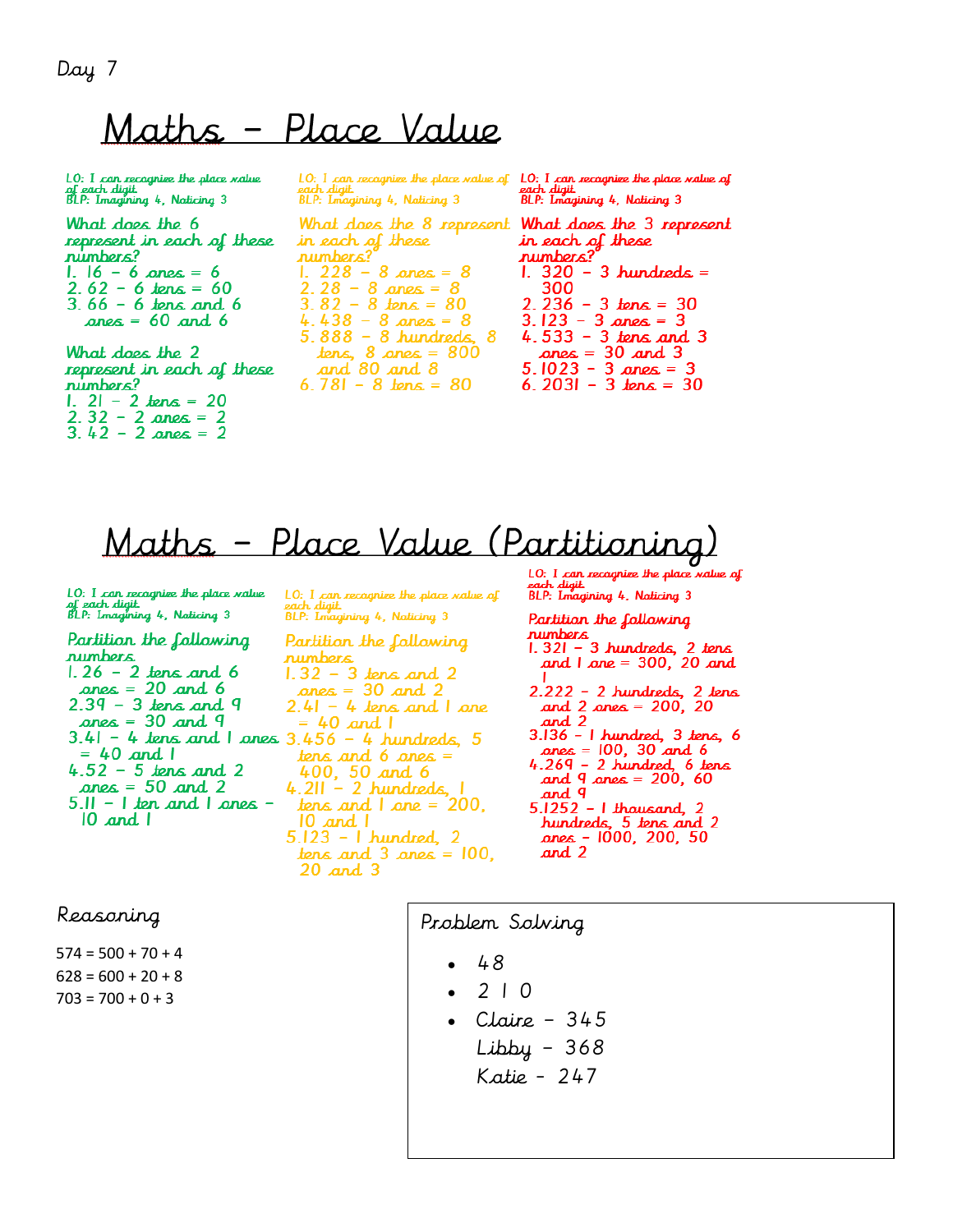Day 7

# Maths – Place Value

LO: I can recognize the place value of each digit.
BLP: Imagining 4, Noticing 3

What does the 6 represent in each of these numbers?

1. 16 – 6 ones = 6
2. 62 – 6 tens = 60
3. 66 – 6 tens and 6 ones = 60 and 6

What does the 2 represent in each of these numbers?

1. 21 – 2 tens = 20
2. 32 – 2 ones = 2
3. 42 – 2 ones = 2

LO: I can recognize the place value of each digit.
BLP: Imagining 4, Noticing 3

What does the 8 represent in each of these numbers?

1. 228 – 8 ones = 8
2. 28 – 8 ones = 8
3. 82 – 8 tens = 80
4. 438 – 8 ones = 8
5. 888 – 8 hundreds, 8 tens, 8 ones = 800 and 80 and 8
6. 781 – 8 tens = 80

LO: I can recognize the place value of each digit.
BLP: Imagining 4, Noticing 3

What does the 3 represent in each of these numbers?

1. 320 – 3 hundreds = 300
2. 236 – 3 tens = 30
3. 123 – 3 ones = 3
4. 533 – 3 tens and 3 ones = 30 and 3
5. 1023 – 3 ones = 3
6. 2031 – 3 tens = 30

# Maths – Place Value (Partitioning)

LO: I can recognize the place value of each digit.
BLP: Imagining 4, Noticing 3

Partition the following numbers.

1. 26 – 2 tens and 6 ones = 20 and 6
2. 39 – 3 tens and 9 ones = 30 and 9
3. 41 – 4 tens and 1 ones = 40 and 1
4. 52 – 5 tens and 2 ones = 50 and 2
5. 11 – 1 ten and 1 ones – 10 and 1

LO: I can recognize the place value of each digit.
BLP: Imagining 4, Noticing 3

Partition the following numbers.

1. 32 – 3 tens and 2 ones = 30 and 2
2. 41 – 4 tens and 1 one = 40 and 1
3. 456 – 4 hundreds, 5 tens and 6 ones = 400, 50 and 6
4. 211 – 2 hundreds, 1 tens and 1 one = 200, 10 and 1
5. 123 – 1 hundred, 2 tens and 3 ones = 100, 20 and 3

LO: I can recognize the place value of each digit.
BLP: Imagining 4, Noticing 3

Partition the following numbers.

1. 321 – 3 hundreds, 2 tens and 1 one = 300, 20 and 1
2. 222 – 2 hundreds, 2 tens and 2 ones = 200, 20 and 2
3. 136 – 1 hundred, 3 tens, 6 ones = 100, 30 and 6
4. 269 – 2 hundred, 6 tens and 9 ones = 200, 60 and 9
5. 1252 – 1 thousand, 2 hundreds, 5 tens and 2 ones – 1000, 200, 50 and 2

## Reasoning

574 = 500 + 70 + 4
628 = 600 + 20 + 8
703 = 700 + 0 + 3

## Problem Solving

- 48
- 2 1 0
- Claire – 345
  Libby – 368
  Katie – 247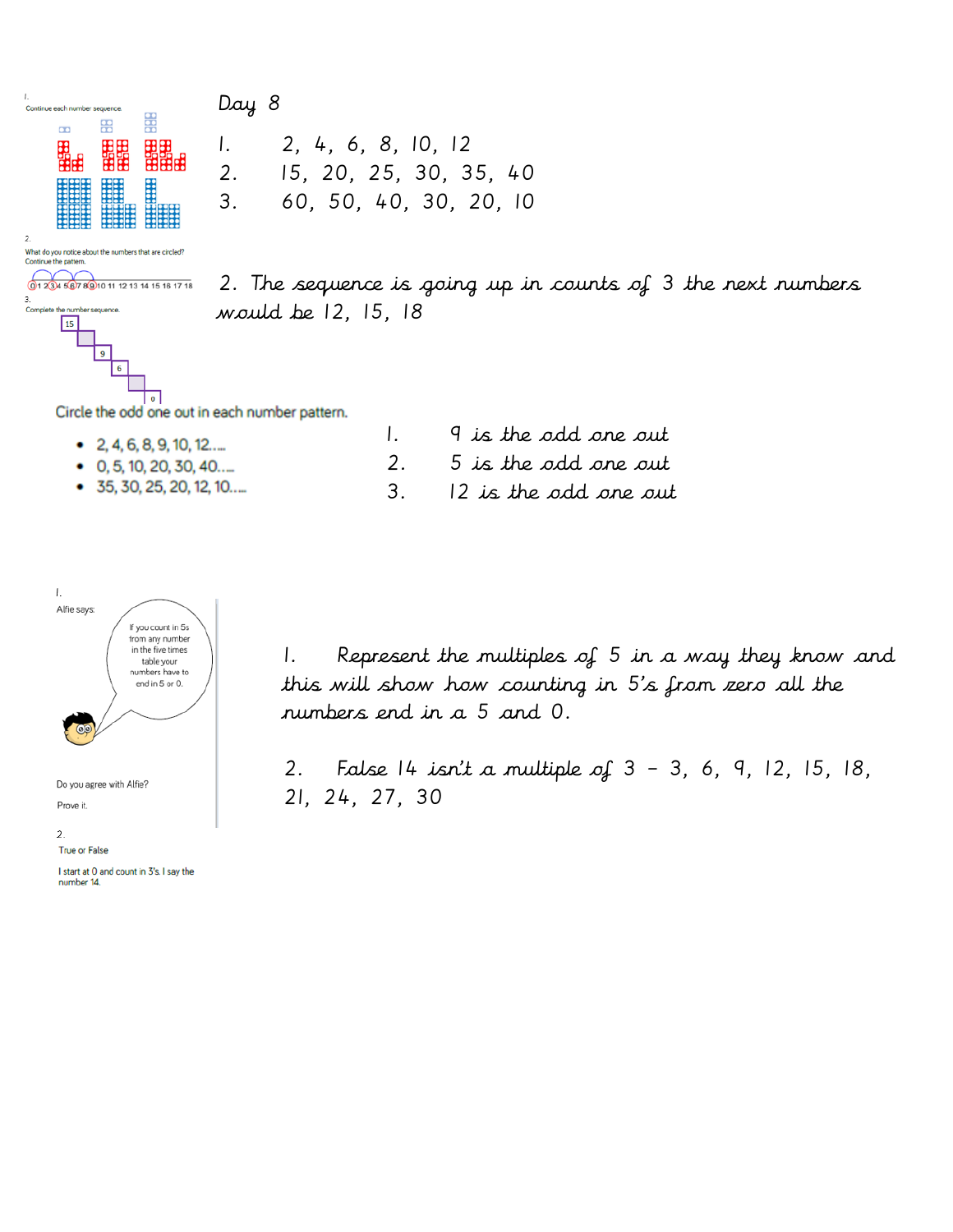1.
Continue each number sequence.

2.
What do you notice about the numbers that are circled?
Continue the pattern.

0 1 2 3 4 5 6 7 8 9 10 11 12 13 14 15 16 17 18

3.
Complete the number sequence.

15, , 9, 6, , 0

## Day 8

1. 2, 4, 6, 8, 10, 12
2. 15, 20, 25, 30, 35, 40
3. 60, 50, 40, 30, 20, 10

2. The sequence is going up in counts of 3 the next numbers would be 12, 15, 18

Circle the odd one out in each number pattern.

- 2, 4, 6, 8, 9, 10, 12….
- 0, 5, 10, 20, 30, 40….
- 35, 30, 25, 20, 12, 10….

1. 9 is the odd one out
2. 5 is the odd one out
3. 12 is the odd one out

1.
Alfie says:

If you count in 5s from any number in the five times table your numbers have to end in 5 or 0.

Do you agree with Alfie?

Prove it.

2.
True or False

I start at 0 and count in 3's. I say the number 14.

1. Represent the multiples of 5 in a way they know and this will show how counting in 5's from zero all the numbers end in a 5 and 0.

2. False 14 isn't a multiple of 3 – 3, 6, 9, 12, 15, 18, 21, 24, 27, 30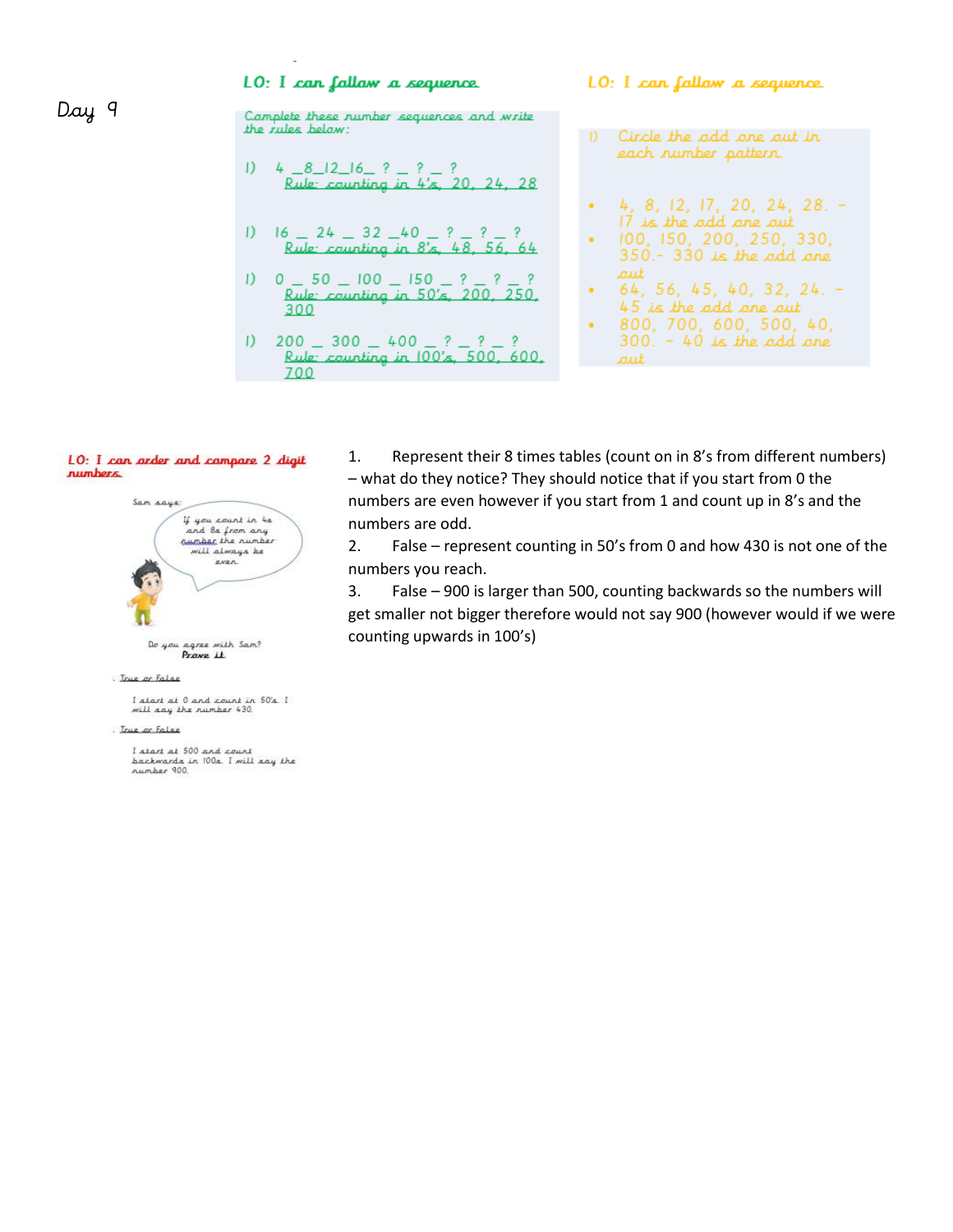Day 9

## LO: I can follow a sequence

Complete these number sequences and write the rules below:

1) 4 _8_12_16_ ? _ ? _ ?
   Rule: counting in 4's 20, 24, 28

1) 16 _ 24 _ 32 _40 _ ? _ ? _ ?
   Rule: counting in 8's 48, 56, 64

1) 0 _ 50 _ 100 _ 150 _ ? _ ? _ ?
   Rule: counting in 50's 200, 250, 300

1) 200 _ 300 _ 400 _ ? _ ? _ ?
   Rule: counting in 100's 500, 600, 700

## LO: I can follow a sequence

1) Circle the odd one out in each number pattern.

- 4, 8, 12, 17, 20, 24, 28. – 17 is the odd one out
- 100, 150, 200, 250, 330, 350.- 330 is the odd one out
- 64, 56, 45, 40, 32, 24. – 45 is the odd one out
- 800, 700, 600, 500, 40, 300. – 40 is the odd one out

## LO: I can order and compare 2 digit numbers

Sam says:

If you count in 4s and 8s from any number the number will always be even.

Do you agree with Sam? Prove it.

. True or False

I start at 0 and count in 50's. I will say the number 430.

. True or False

I start at 500 and count backwards in 100s. I will say the number 900.

1. Represent their 8 times tables (count on in 8's from different numbers) – what do they notice? They should notice that if you start from 0 the numbers are even however if you start from 1 and count up in 8's and the numbers are odd.
2. False – represent counting in 50's from 0 and how 430 is not one of the numbers you reach.
3. False – 900 is larger than 500, counting backwards so the numbers will get smaller not bigger therefore would not say 900 (however would if we were counting upwards in 100's)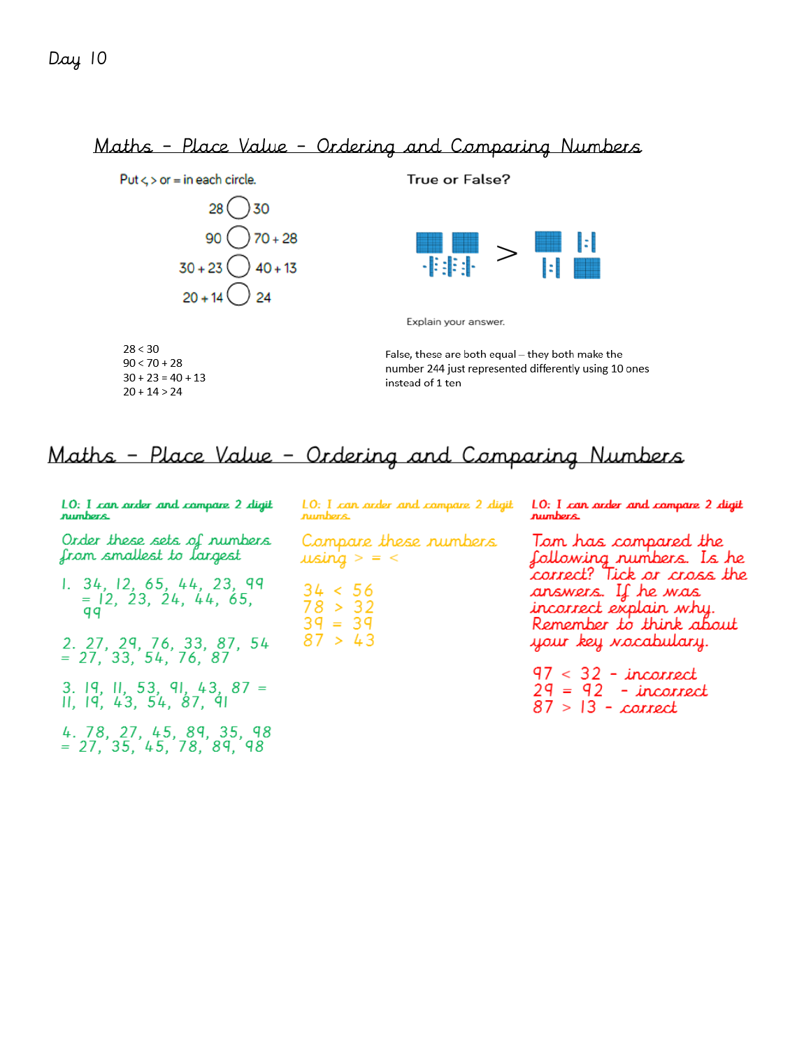Day 10

## Maths – Place Value – Ordering and Comparing Numbers

Put <, > or = in each circle.

28 ◯ 30

90 ◯ 70 + 28

30 + 23 ◯ 40 + 13

20 + 14 ◯ 24

28 < 30
90 < 70 + 28
30 + 23 = 40 + 13
20 + 14 > 24

True or False?

Explain your answer.

False, these are both equal – they both make the number 244 just represented differently using 10 ones instead of 1 ten

## Maths – Place Value – Ordering and Comparing Numbers

LO: I can order and compare 2 digit numbers.

Order these sets of numbers from smallest to largest

1. 34, 12, 65, 44, 23, 99 = 12, 23, 24, 44, 65, 99

2. 27, 29, 76, 33, 87, 54 = 27, 33, 54, 76, 87

3. 19, 11, 53, 91, 43, 87 = 11, 19, 43, 54, 87, 91

4. 78, 27, 45, 89, 35, 98 = 27, 35, 45, 78, 89, 98

LO: I can order and compare 2 digit numbers.

Compare these numbers using > = <

34 < 56
78 > 32
39 = 39
87 > 43

LO: I can order and compare 2 digit numbers.

Tom has compared the following numbers. Is he correct? Tick or cross the answers. If he was incorrect explain why. Remember to think about your key vocabulary.

97 < 32 - incorrect
29 = 92 - incorrect
87 > 13 - correct